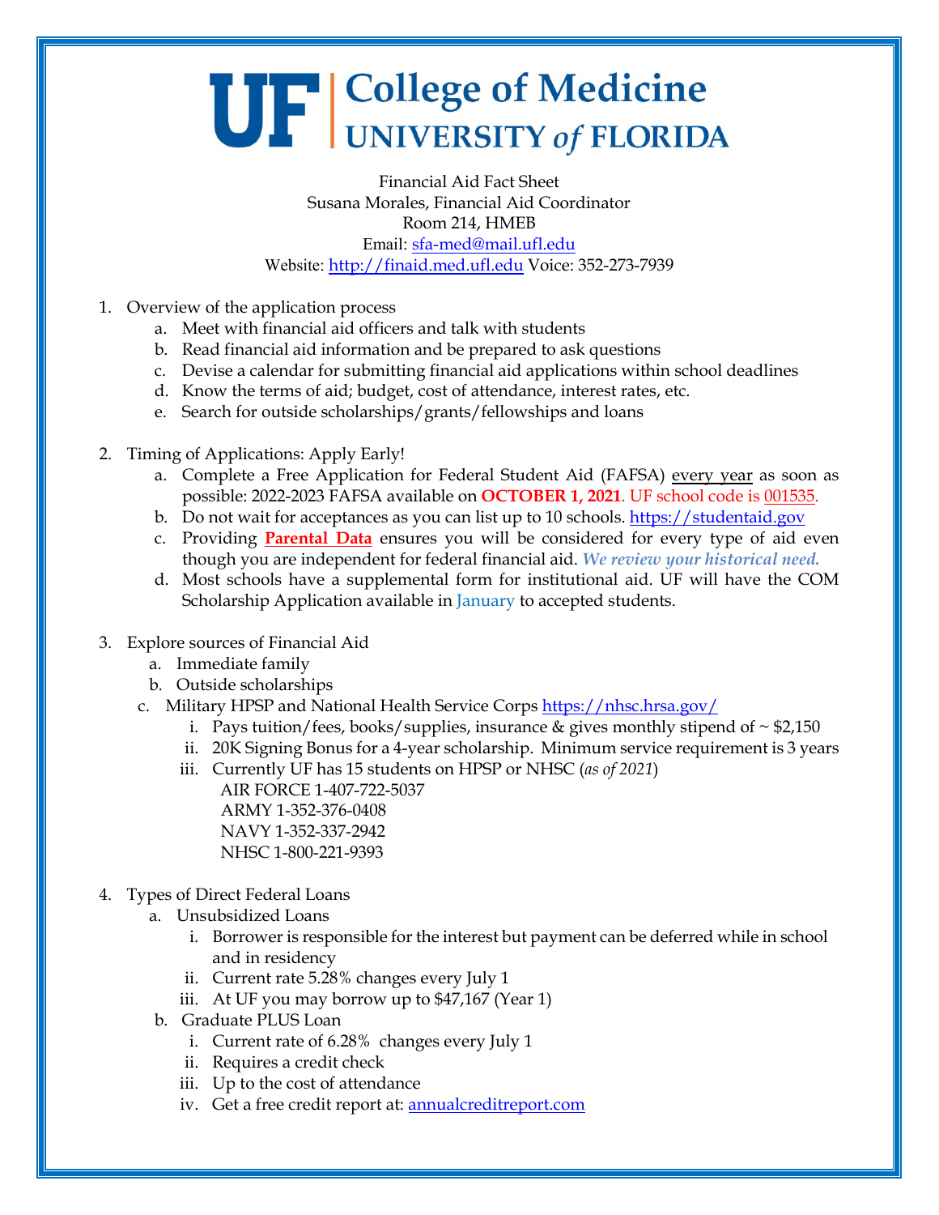# UF | College of Medicine UNIVERSITY *of* FLORIDA

Financial Aid Fact Sheet
Susana Morales, Financial Aid Coordinator
Room 214, HMEB
Email: sfa-med@mail.ufl.edu
Website: http://finaid.med.ufl.edu Voice: 352-273-7939

1. Overview of the application process
   a. Meet with financial aid officers and talk with students
   b. Read financial aid information and be prepared to ask questions
   c. Devise a calendar for submitting financial aid applications within school deadlines
   d. Know the terms of aid; budget, cost of attendance, interest rates, etc.
   e. Search for outside scholarships/grants/fellowships and loans

2. Timing of Applications: Apply Early!
   a. Complete a Free Application for Federal Student Aid (FAFSA) every year as soon as possible: 2022-2023 FAFSA available on **OCTOBER 1, 2021**. UF school code is 001535.
   b. Do not wait for acceptances as you can list up to 10 schools. https://studentaid.gov
   c. Providing **Parental Data** ensures you will be considered for every type of aid even though you are independent for federal financial aid. ***We review your historical need.***
   d. Most schools have a supplemental form for institutional aid. UF will have the COM Scholarship Application available in January to accepted students.

3. Explore sources of Financial Aid
   a. Immediate family
   b. Outside scholarships
   c. Military HPSP and National Health Service Corps https://nhsc.hrsa.gov/
      i. Pays tuition/fees, books/supplies, insurance & gives monthly stipend of ~ $2,150
      ii. 20K Signing Bonus for a 4-year scholarship. Minimum service requirement is 3 years
      iii. Currently UF has 15 students on HPSP or NHSC (*as of 2021*)
         AIR FORCE 1-407-722-5037
         ARMY 1-352-376-0408
         NAVY 1-352-337-2942
         NHSC 1-800-221-9393

4. Types of Direct Federal Loans
   a. Unsubsidized Loans
      i. Borrower is responsible for the interest but payment can be deferred while in school and in residency
      ii. Current rate 5.28% changes every July 1
      iii. At UF you may borrow up to $47,167 (Year 1)
   b. Graduate PLUS Loan
      i. Current rate of 6.28% changes every July 1
      ii. Requires a credit check
      iii. Up to the cost of attendance
      iv. Get a free credit report at: annualcreditreport.com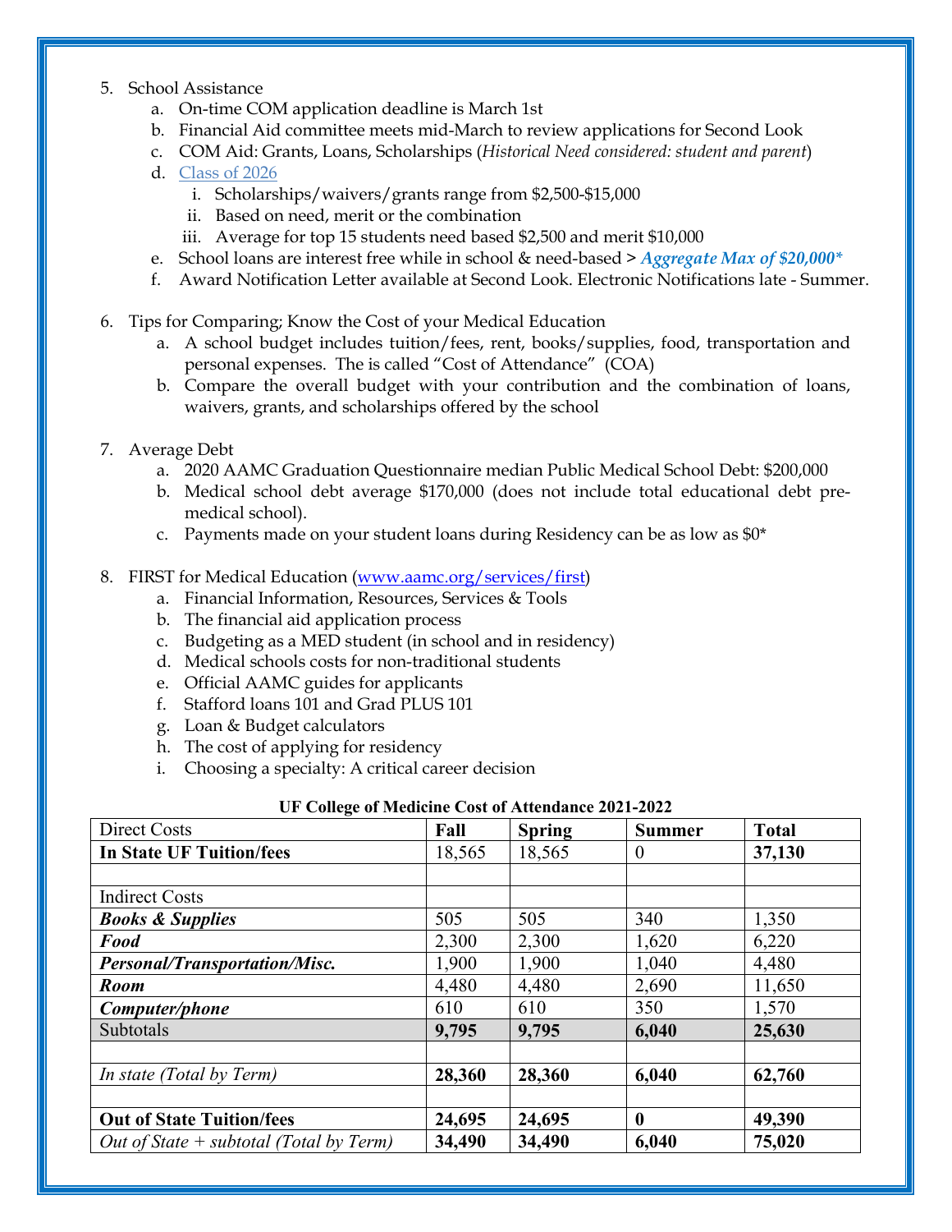5. School Assistance
   a. On-time COM application deadline is March 1st
   b. Financial Aid committee meets mid-March to review applications for Second Look
   c. COM Aid: Grants, Loans, Scholarships (*Historical Need considered: student and parent*)
   d. Class of 2026
      i. Scholarships/waivers/grants range from $2,500-$15,000
      ii. Based on need, merit or the combination
      iii. Average for top 15 students need based $2,500 and merit $10,000
   e. School loans are interest free while in school & need-based > ***Aggregate Max of $20,000****
   f. Award Notification Letter available at Second Look. Electronic Notifications late - Summer.

6. Tips for Comparing; Know the Cost of your Medical Education
   a. A school budget includes tuition/fees, rent, books/supplies, food, transportation and personal expenses. The is called "Cost of Attendance" (COA)
   b. Compare the overall budget with your contribution and the combination of loans, waivers, grants, and scholarships offered by the school

7. Average Debt
   a. 2020 AAMC Graduation Questionnaire median Public Medical School Debt: $200,000
   b. Medical school debt average $170,000 (does not include total educational debt pre-medical school).
   c. Payments made on your student loans during Residency can be as low as $0*

8. FIRST for Medical Education (www.aamc.org/services/first)
   a. Financial Information, Resources, Services & Tools
   b. The financial aid application process
   c. Budgeting as a MED student (in school and in residency)
   d. Medical schools costs for non-traditional students
   e. Official AAMC guides for applicants
   f. Stafford loans 101 and Grad PLUS 101
   g. Loan & Budget calculators
   h. The cost of applying for residency
   i. Choosing a specialty: A critical career decision

**UF College of Medicine Cost of Attendance 2021-2022**

| Direct Costs | Fall | Spring | Summer | Total |
|---|---|---|---|---|
| **In State UF Tuition/fees** | 18,565 | 18,565 | 0 | **37,130** |
| | | | | |
| Indirect Costs | | | | |
| ***Books & Supplies*** | 505 | 505 | 340 | 1,350 |
| ***Food*** | 2,300 | 2,300 | 1,620 | 6,220 |
| ***Personal/Transportation/Misc.*** | 1,900 | 1,900 | 1,040 | 4,480 |
| ***Room*** | 4,480 | 4,480 | 2,690 | 11,650 |
| ***Computer/phone*** | 610 | 610 | 350 | 1,570 |
| Subtotals | **9,795** | **9,795** | **6,040** | **25,630** |
| | | | | |
| *In state (Total by Term)* | **28,360** | **28,360** | **6,040** | **62,760** |
| | | | | |
| **Out of State Tuition/fees** | **24,695** | **24,695** | **0** | **49,390** |
| *Out of State + subtotal (Total by Term)* | **34,490** | **34,490** | **6,040** | **75,020** |